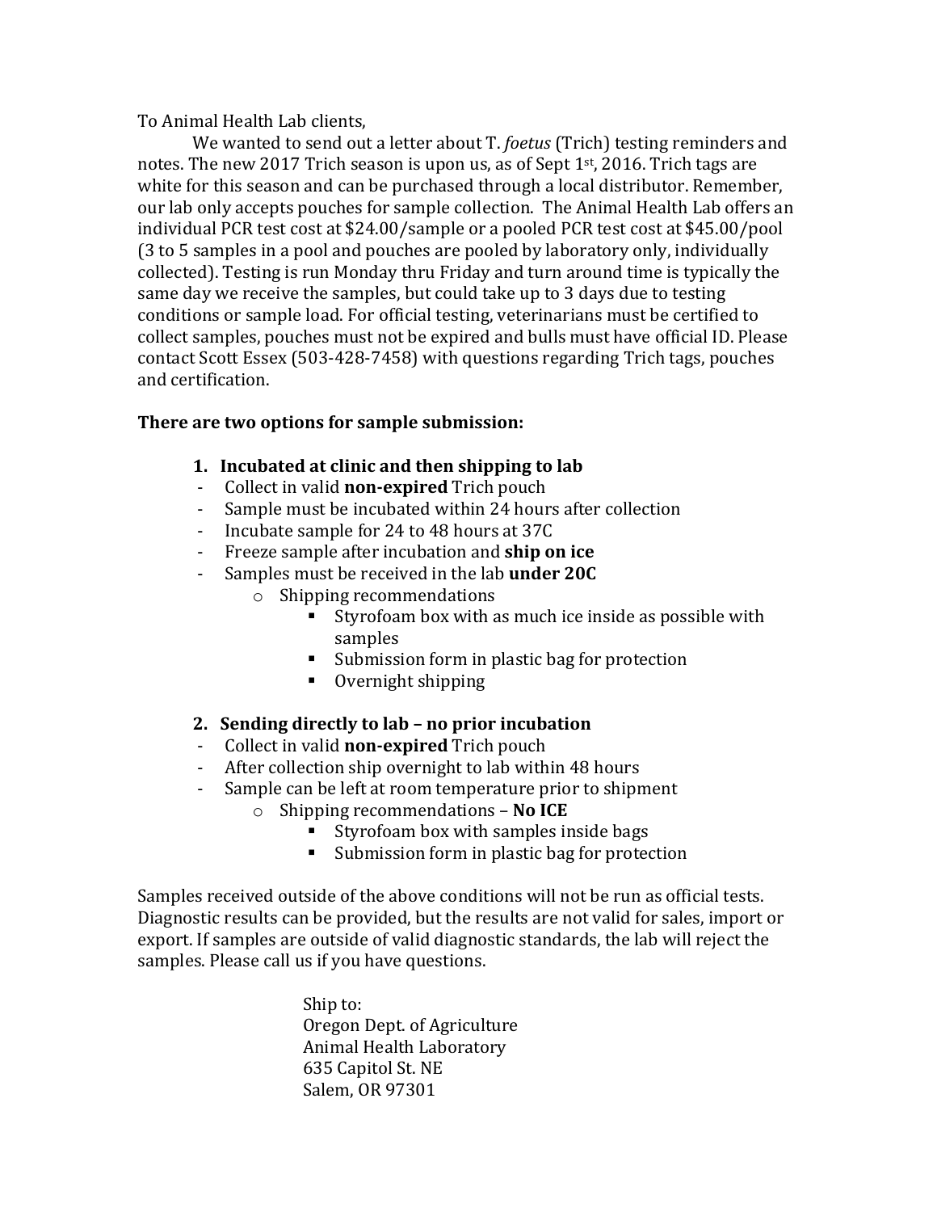To Animal Health Lab clients,

We wanted to send out a letter about T. *foetus* (Trich) testing reminders and notes. The new 2017 Trich season is upon us, as of Sept 1st, 2016. Trich tags are white for this season and can be purchased through a local distributor. Remember, our lab only accepts pouches for sample collection. The Animal Health Lab offers an individual PCR test cost at $24.00/sample or a pooled PCR test cost at $45.00/pool (3 to 5 samples in a pool and pouches are pooled by laboratory only, individually collected). Testing is run Monday thru Friday and turn around time is typically the same day we receive the samples, but could take up to 3 days due to testing conditions or sample load. For official testing, veterinarians must be certified to collect samples, pouches must not be expired and bulls must have official ID. Please contact Scott Essex (503-428-7458) with questions regarding Trich tags, pouches and certification.

**There are two options for sample submission:**

1. **Incubated at clinic and then shipping to lab**
   - Collect in valid **non-expired** Trich pouch
   - Sample must be incubated within 24 hours after collection
   - Incubate sample for 24 to 48 hours at 37C
   - Freeze sample after incubation and **ship on ice**
   - Samples must be received in the lab **under 20C**
     - Shipping recommendations
       - Styrofoam box with as much ice inside as possible with samples
       - Submission form in plastic bag for protection
       - Overnight shipping

2. **Sending directly to lab – no prior incubation**
   - Collect in valid **non-expired** Trich pouch
   - After collection ship overnight to lab within 48 hours
   - Sample can be left at room temperature prior to shipment
     - Shipping recommendations – **No ICE**
       - Styrofoam box with samples inside bags
       - Submission form in plastic bag for protection

Samples received outside of the above conditions will not be run as official tests. Diagnostic results can be provided, but the results are not valid for sales, import or export. If samples are outside of valid diagnostic standards, the lab will reject the samples. Please call us if you have questions.

Ship to:  
Oregon Dept. of Agriculture  
Animal Health Laboratory  
635 Capitol St. NE  
Salem, OR 97301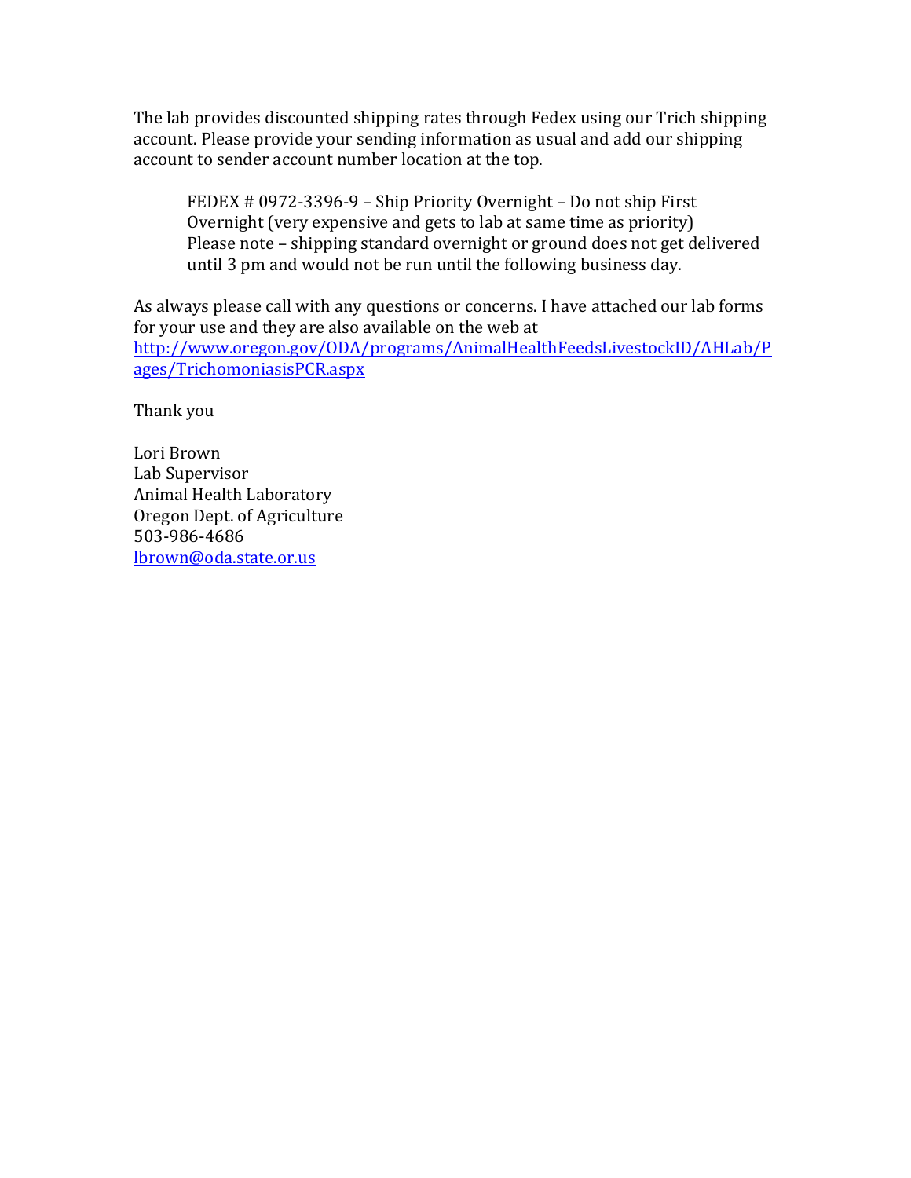The lab provides discounted shipping rates through Fedex using our Trich shipping account. Please provide your sending information as usual and add our shipping account to sender account number location at the top.

> FEDEX # 0972-3396-9 – Ship Priority Overnight – Do not ship First Overnight (very expensive and gets to lab at same time as priority)
> Please note – shipping standard overnight or ground does not get delivered until 3 pm and would not be run until the following business day.

As always please call with any questions or concerns. I have attached our lab forms for your use and they are also available on the web at [http://www.oregon.gov/ODA/programs/AnimalHealthFeedsLivestockID/AHLab/Pages/TrichomoniasisPCR.aspx](http://www.oregon.gov/ODA/programs/AnimalHealthFeedsLivestockID/AHLab/Pages/TrichomoniasisPCR.aspx)

Thank you

Lori Brown
Lab Supervisor
Animal Health Laboratory
Oregon Dept. of Agriculture
503-986-4686
[lbrown@oda.state.or.us](mailto:lbrown@oda.state.or.us)